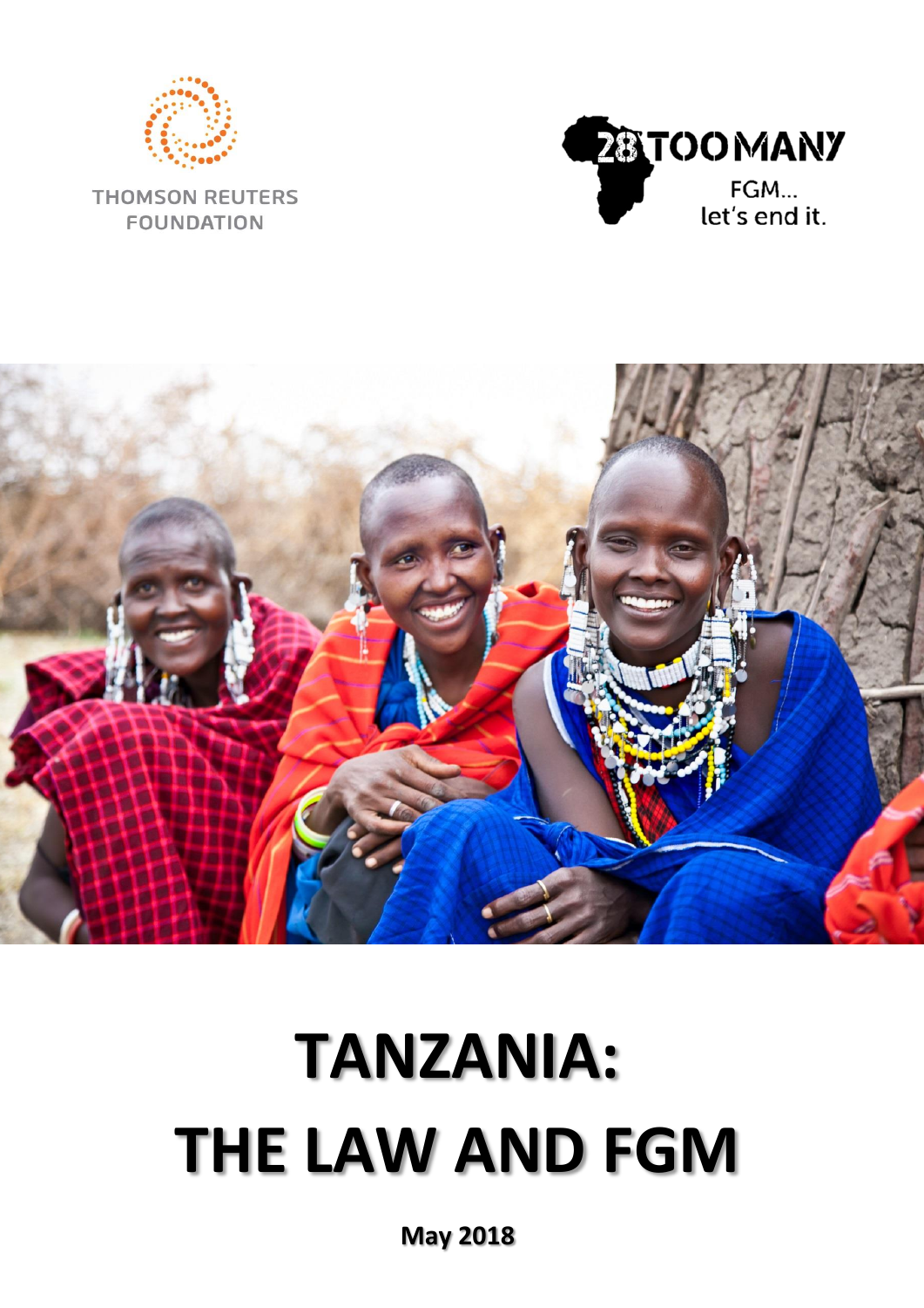THOMSON REUTERS FOUNDATION

28 TOO MANY

FGM... let's end it.

# TANZANIA: THE LAW AND FGM

**May 2018**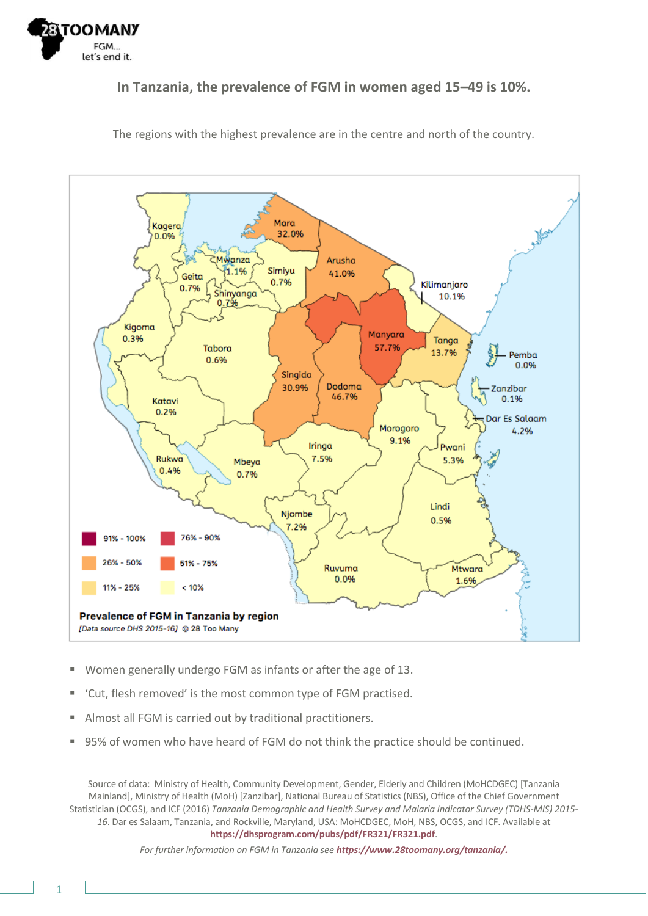**In Tanzania, the prevalence of FGM in women aged 15–49 is 10%.**

The regions with the highest prevalence are in the centre and north of the country.

Kagera 0.0%
Mara 32.0%
Mwanza 1.1%
Simiyu 0.7%
Arusha 41.0%
Kilimanjaro 10.1%
Geita 0.7%
Shinyanga 0.7%
Kigoma 0.3%
Tabora 0.6%
Manyara 57.7%
Tanga 13.7%
Pemba 0.0%
Zanzibar 0.1%
Singida 30.9%
Dodoma 46.7%
Dar Es Salaam 4.2%
Katavi 0.2%
Morogoro 9.1%
Pwani 5.3%
Iringa 7.5%
Rukwa 0.4%
Mbeya 0.7%
Njombe 7.2%
Lindi 0.5%
Ruvuma 0.0%
Mtwara 1.6%

91% - 100% | 76% - 90% | 26% - 50% | 51% - 75% | 11% - 25% | < 10%

**Prevalence of FGM in Tanzania by region**

*[Data source DHS 2015-16]* © 28 Too Many

- Women generally undergo FGM as infants or after the age of 13.
- 'Cut, flesh removed' is the most common type of FGM practised.
- Almost all FGM is carried out by traditional practitioners.
- 95% of women who have heard of FGM do not think the practice should be continued.

Source of data: Ministry of Health, Community Development, Gender, Elderly and Children (MoHCDGEC) [Tanzania Mainland], Ministry of Health (MoH) [Zanzibar], National Bureau of Statistics (NBS), Office of the Chief Government Statistician (OCGS), and ICF (2016) *Tanzania Demographic and Health Survey and Malaria Indicator Survey (TDHS-MIS) 2015-16*. Dar es Salaam, Tanzania, and Rockville, Maryland, USA: MoHCDGEC, MoH, NBS, OCGS, and ICF. Available at **https://dhsprogram.com/pubs/pdf/FR321/FR321.pdf**.

*For further information on FGM in Tanzania see* ***https://www.28toomany.org/tanzania/.***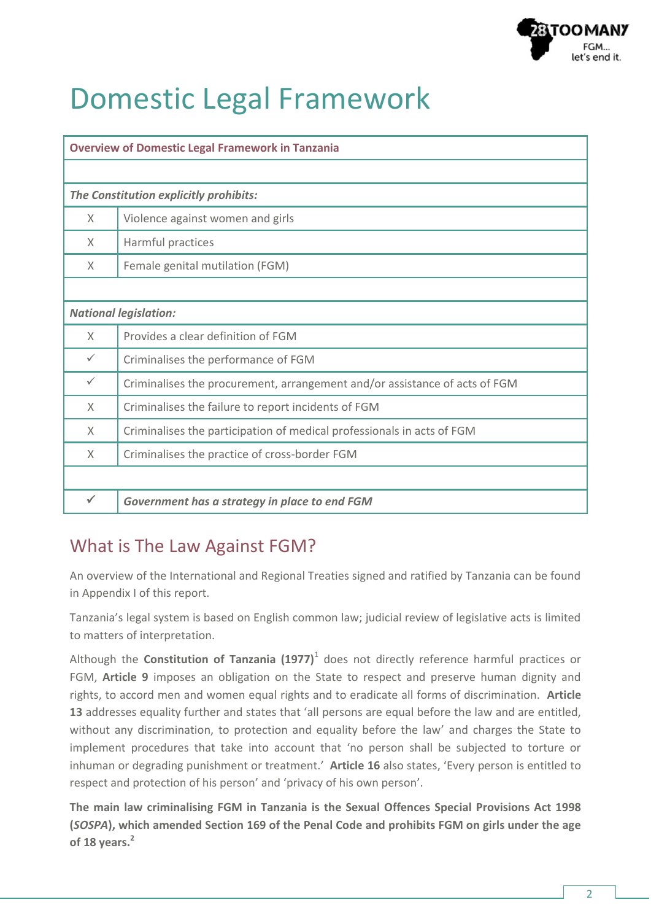# Domestic Legal Framework

| Overview of Domestic Legal Framework in Tanzania | |
|---|---|
| | |
| ***The Constitution explicitly prohibits:*** | |
| X | Violence against women and girls |
| X | Harmful practices |
| X | Female genital mutilation (FGM) |
| | |
| ***National legislation:*** | |
| X | Provides a clear definition of FGM |
| ✓ | Criminalises the performance of FGM |
| ✓ | Criminalises the procurement, arrangement and/or assistance of acts of FGM |
| X | Criminalises the failure to report incidents of FGM |
| X | Criminalises the participation of medical professionals in acts of FGM |
| X | Criminalises the practice of cross-border FGM |
| | |
| ✓ | ***Government has a strategy in place to end FGM*** |

## What is The Law Against FGM?

An overview of the International and Regional Treaties signed and ratified by Tanzania can be found in Appendix I of this report.

Tanzania's legal system is based on English common law; judicial review of legislative acts is limited to matters of interpretation.

Although the **Constitution of Tanzania (1977)**[1] does not directly reference harmful practices or FGM, **Article 9** imposes an obligation on the State to respect and preserve human dignity and rights, to accord men and women equal rights and to eradicate all forms of discrimination. **Article 13** addresses equality further and states that 'all persons are equal before the law and are entitled, without any discrimination, to protection and equality before the law' and charges the State to implement procedures that take into account that 'no person shall be subjected to torture or inhuman or degrading punishment or treatment.' **Article 16** also states, 'Every person is entitled to respect and protection of his person' and 'privacy of his own person'.

**The main law criminalising FGM in Tanzania is the Sexual Offences Special Provisions Act 1998 (*SOSPA*), which amended Section 169 of the Penal Code and prohibits FGM on girls under the age of 18 years.**[2]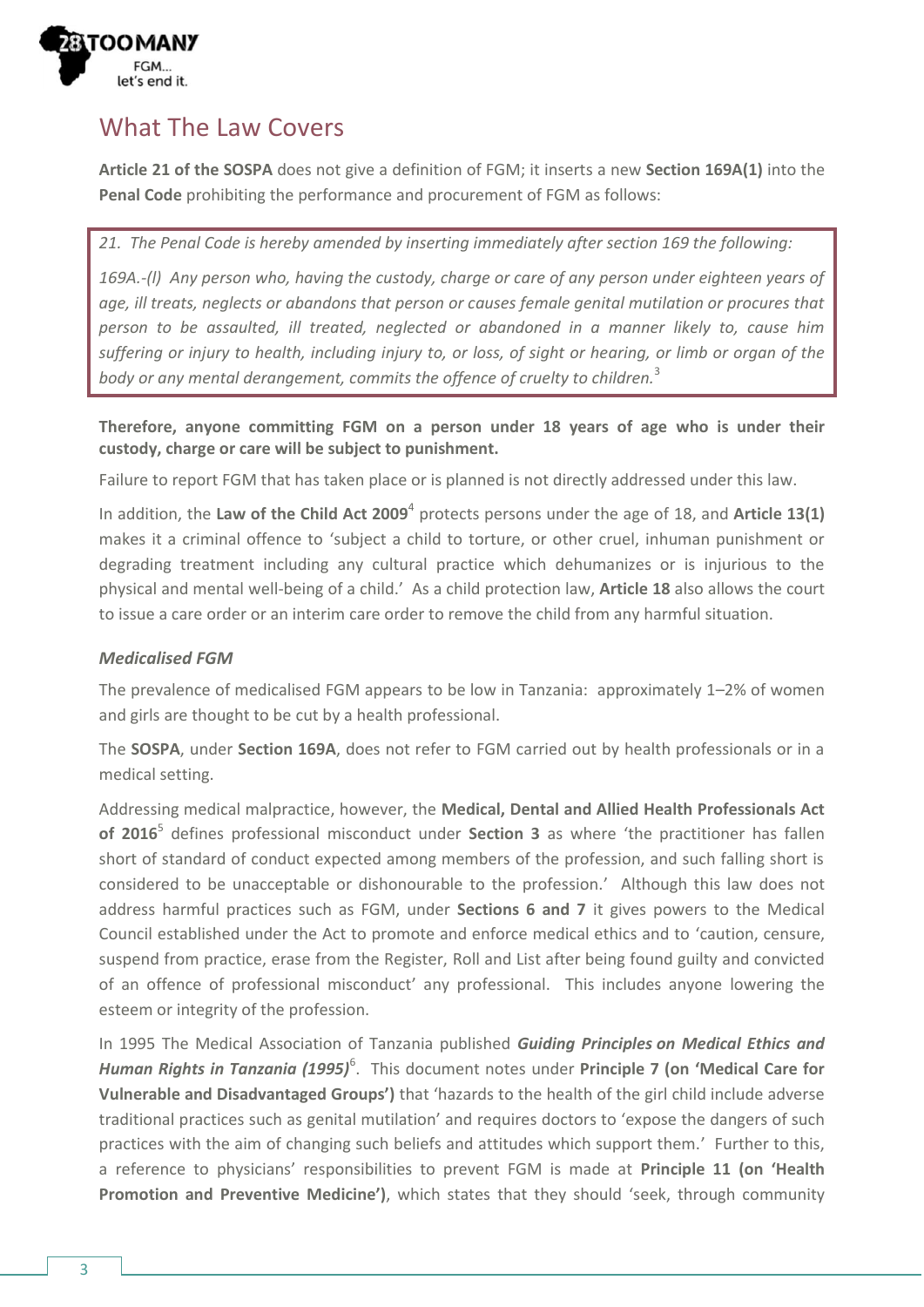## What The Law Covers

**Article 21 of the SOSPA** does not give a definition of FGM; it inserts a new **Section 169A(1)** into the **Penal Code** prohibiting the performance and procurement of FGM as follows:

> *21. The Penal Code is hereby amended by inserting immediately after section 169 the following:*
>
> *169A.-(l) Any person who, having the custody, charge or care of any person under eighteen years of age, ill treats, neglects or abandons that person or causes female genital mutilation or procures that person to be assaulted, ill treated, neglected or abandoned in a manner likely to, cause him suffering or injury to health, including injury to, or loss, of sight or hearing, or limb or organ of the body or any mental derangement, commits the offence of cruelty to children.*[3]

**Therefore, anyone committing FGM on a person under 18 years of age who is under their custody, charge or care will be subject to punishment.**

Failure to report FGM that has taken place or is planned is not directly addressed under this law.

In addition, the **Law of the Child Act 2009**[4] protects persons under the age of 18, and **Article 13(1)** makes it a criminal offence to 'subject a child to torture, or other cruel, inhuman punishment or degrading treatment including any cultural practice which dehumanizes or is injurious to the physical and mental well-being of a child.' As a child protection law, **Article 18** also allows the court to issue a care order or an interim care order to remove the child from any harmful situation.

### *Medicalised FGM*

The prevalence of medicalised FGM appears to be low in Tanzania: approximately 1–2% of women and girls are thought to be cut by a health professional.

The **SOSPA**, under **Section 169A**, does not refer to FGM carried out by health professionals or in a medical setting.

Addressing medical malpractice, however, the **Medical, Dental and Allied Health Professionals Act of 2016**[5] defines professional misconduct under **Section 3** as where 'the practitioner has fallen short of standard of conduct expected among members of the profession, and such falling short is considered to be unacceptable or dishonourable to the profession.' Although this law does not address harmful practices such as FGM, under **Sections 6 and 7** it gives powers to the Medical Council established under the Act to promote and enforce medical ethics and to 'caution, censure, suspend from practice, erase from the Register, Roll and List after being found guilty and convicted of an offence of professional misconduct' any professional. This includes anyone lowering the esteem or integrity of the profession.

In 1995 The Medical Association of Tanzania published ***Guiding Principles on Medical Ethics and Human Rights in Tanzania (1995)***[6]. This document notes under **Principle 7 (on 'Medical Care for Vulnerable and Disadvantaged Groups')** that 'hazards to the health of the girl child include adverse traditional practices such as genital mutilation' and requires doctors to 'expose the dangers of such practices with the aim of changing such beliefs and attitudes which support them.' Further to this, a reference to physicians' responsibilities to prevent FGM is made at **Principle 11 (on 'Health Promotion and Preventive Medicine')**, which states that they should 'seek, through community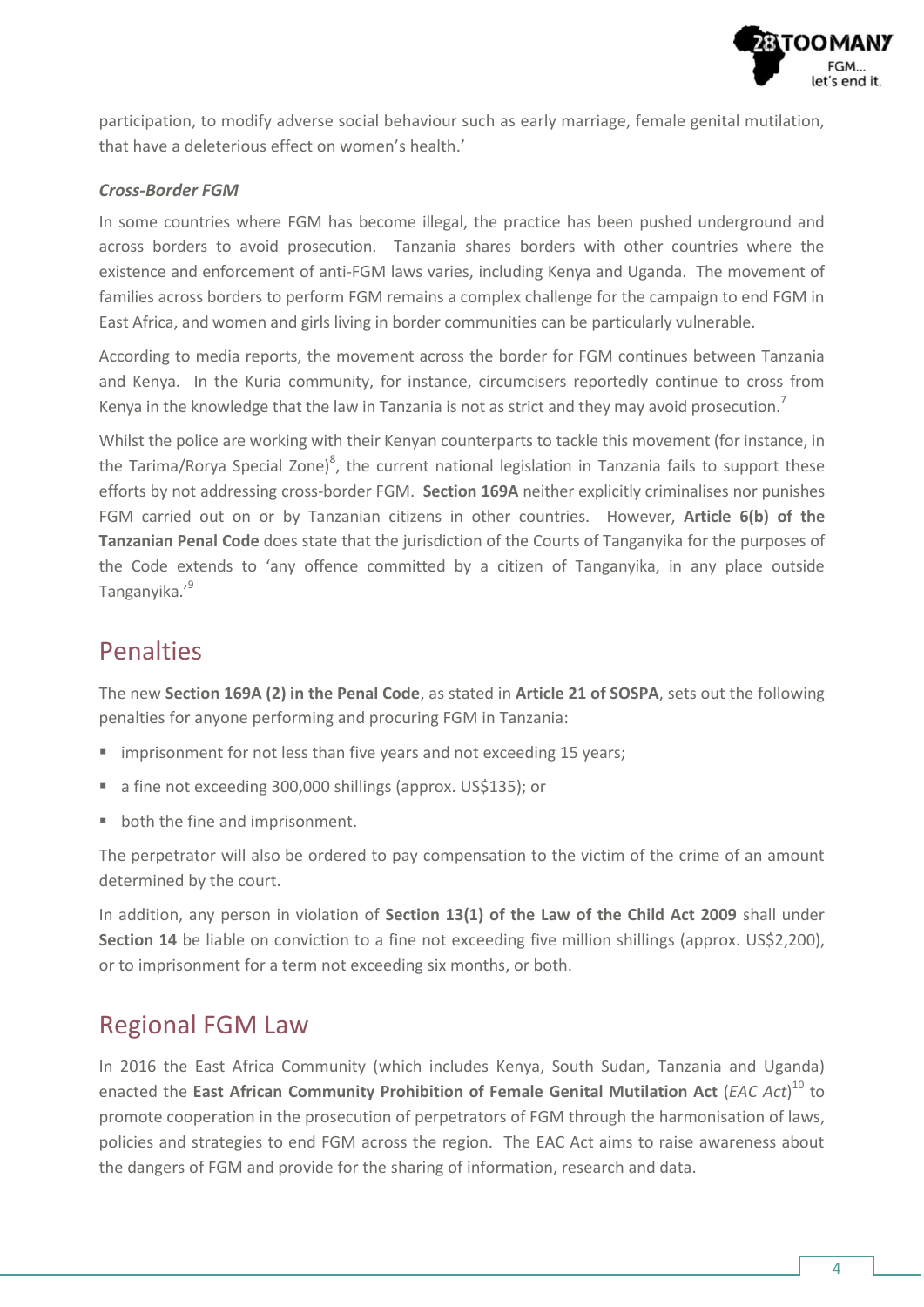participation, to modify adverse social behaviour such as early marriage, female genital mutilation, that have a deleterious effect on women's health.'

### *Cross-Border FGM*

In some countries where FGM has become illegal, the practice has been pushed underground and across borders to avoid prosecution. Tanzania shares borders with other countries where the existence and enforcement of anti-FGM laws varies, including Kenya and Uganda. The movement of families across borders to perform FGM remains a complex challenge for the campaign to end FGM in East Africa, and women and girls living in border communities can be particularly vulnerable.

According to media reports, the movement across the border for FGM continues between Tanzania and Kenya. In the Kuria community, for instance, circumcisers reportedly continue to cross from Kenya in the knowledge that the law in Tanzania is not as strict and they may avoid prosecution.[7]

Whilst the police are working with their Kenyan counterparts to tackle this movement (for instance, in the Tarima/Rorya Special Zone)[8], the current national legislation in Tanzania fails to support these efforts by not addressing cross-border FGM. **Section 169A** neither explicitly criminalises nor punishes FGM carried out on or by Tanzanian citizens in other countries. However, **Article 6(b) of the Tanzanian Penal Code** does state that the jurisdiction of the Courts of Tanganyika for the purposes of the Code extends to 'any offence committed by a citizen of Tanganyika, in any place outside Tanganyika.'[9]

## Penalties

The new **Section 169A (2) in the Penal Code**, as stated in **Article 21 of SOSPA**, sets out the following penalties for anyone performing and procuring FGM in Tanzania:

- imprisonment for not less than five years and not exceeding 15 years;
- a fine not exceeding 300,000 shillings (approx. US$135); or
- both the fine and imprisonment.

The perpetrator will also be ordered to pay compensation to the victim of the crime of an amount determined by the court.

In addition, any person in violation of **Section 13(1) of the Law of the Child Act 2009** shall under **Section 14** be liable on conviction to a fine not exceeding five million shillings (approx. US$2,200), or to imprisonment for a term not exceeding six months, or both.

## Regional FGM Law

In 2016 the East Africa Community (which includes Kenya, South Sudan, Tanzania and Uganda) enacted the **East African Community Prohibition of Female Genital Mutilation Act** (*EAC Act*)[10] to promote cooperation in the prosecution of perpetrators of FGM through the harmonisation of laws, policies and strategies to end FGM across the region. The EAC Act aims to raise awareness about the dangers of FGM and provide for the sharing of information, research and data.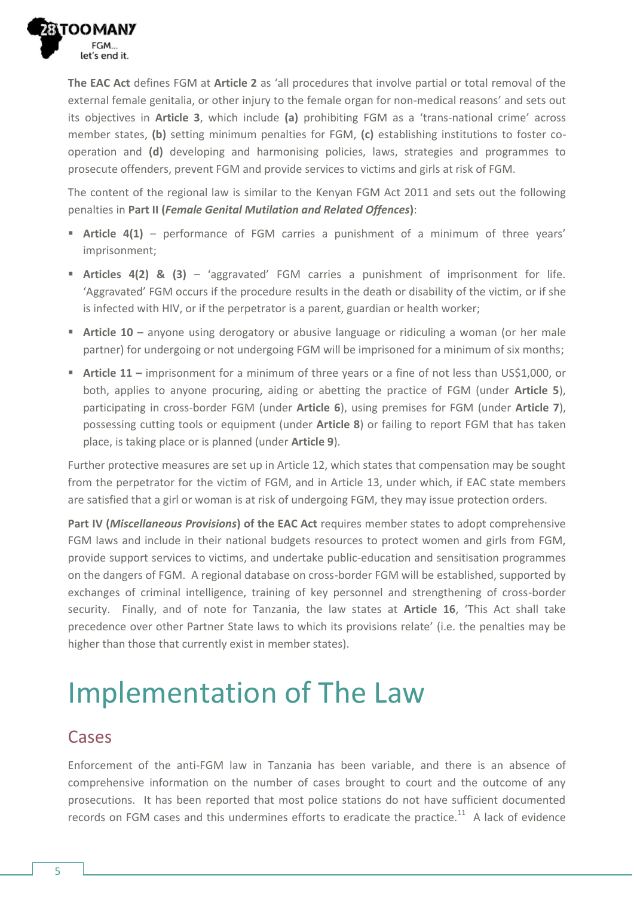**The EAC Act** defines FGM at **Article 2** as 'all procedures that involve partial or total removal of the external female genitalia, or other injury to the female organ for non-medical reasons' and sets out its objectives in **Article 3**, which include **(a)** prohibiting FGM as a 'trans-national crime' across member states, **(b)** setting minimum penalties for FGM, **(c)** establishing institutions to foster co-operation and **(d)** developing and harmonising policies, laws, strategies and programmes to prosecute offenders, prevent FGM and provide services to victims and girls at risk of FGM.

The content of the regional law is similar to the Kenyan FGM Act 2011 and sets out the following penalties in **Part II (*Female Genital Mutilation and Related Offences*)**:

- **Article 4(1)** – performance of FGM carries a punishment of a minimum of three years' imprisonment;
- **Articles 4(2) & (3)** – 'aggravated' FGM carries a punishment of imprisonment for life. 'Aggravated' FGM occurs if the procedure results in the death or disability of the victim, or if she is infected with HIV, or if the perpetrator is a parent, guardian or health worker;
- **Article 10 –** anyone using derogatory or abusive language or ridiculing a woman (or her male partner) for undergoing or not undergoing FGM will be imprisoned for a minimum of six months;
- **Article 11 –** imprisonment for a minimum of three years or a fine of not less than US$1,000, or both, applies to anyone procuring, aiding or abetting the practice of FGM (under **Article 5**), participating in cross-border FGM (under **Article 6**), using premises for FGM (under **Article 7**), possessing cutting tools or equipment (under **Article 8**) or failing to report FGM that has taken place, is taking place or is planned (under **Article 9**).

Further protective measures are set up in Article 12, which states that compensation may be sought from the perpetrator for the victim of FGM, and in Article 13, under which, if EAC state members are satisfied that a girl or woman is at risk of undergoing FGM, they may issue protection orders.

**Part IV (*Miscellaneous Provisions*) of the EAC Act** requires member states to adopt comprehensive FGM laws and include in their national budgets resources to protect women and girls from FGM, provide support services to victims, and undertake public-education and sensitisation programmes on the dangers of FGM. A regional database on cross-border FGM will be established, supported by exchanges of criminal intelligence, training of key personnel and strengthening of cross-border security. Finally, and of note for Tanzania, the law states at **Article 16**, 'This Act shall take precedence over other Partner State laws to which its provisions relate' (i.e. the penalties may be higher than those that currently exist in member states).

# Implementation of The Law

## Cases

Enforcement of the anti-FGM law in Tanzania has been variable, and there is an absence of comprehensive information on the number of cases brought to court and the outcome of any prosecutions. It has been reported that most police stations do not have sufficient documented records on FGM cases and this undermines efforts to eradicate the practice.[11] A lack of evidence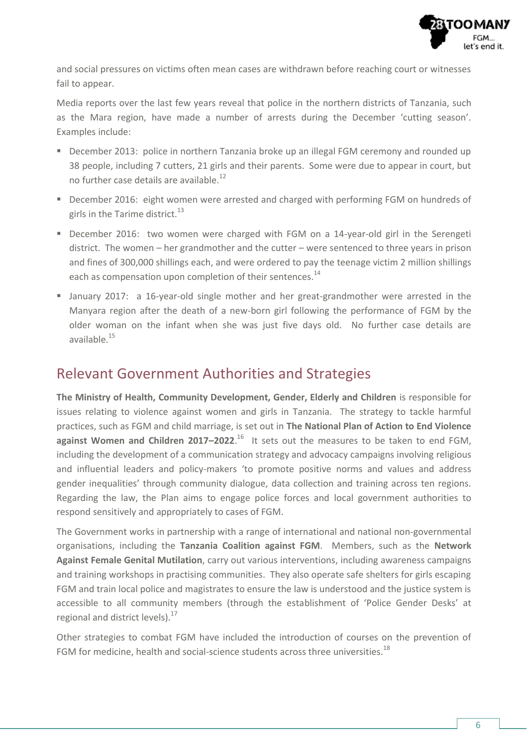and social pressures on victims often mean cases are withdrawn before reaching court or witnesses fail to appear.

Media reports over the last few years reveal that police in the northern districts of Tanzania, such as the Mara region, have made a number of arrests during the December 'cutting season'. Examples include:

- December 2013: police in northern Tanzania broke up an illegal FGM ceremony and rounded up 38 people, including 7 cutters, 21 girls and their parents. Some were due to appear in court, but no further case details are available.[12]
- December 2016: eight women were arrested and charged with performing FGM on hundreds of girls in the Tarime district.[13]
- December 2016: two women were charged with FGM on a 14-year-old girl in the Serengeti district. The women – her grandmother and the cutter – were sentenced to three years in prison and fines of 300,000 shillings each, and were ordered to pay the teenage victim 2 million shillings each as compensation upon completion of their sentences.[14]
- January 2017: a 16-year-old single mother and her great-grandmother were arrested in the Manyara region after the death of a new-born girl following the performance of FGM by the older woman on the infant when she was just five days old. No further case details are available.[15]

## Relevant Government Authorities and Strategies

**The Ministry of Health, Community Development, Gender, Elderly and Children** is responsible for issues relating to violence against women and girls in Tanzania. The strategy to tackle harmful practices, such as FGM and child marriage, is set out in **The National Plan of Action to End Violence against Women and Children 2017–2022**.[16] It sets out the measures to be taken to end FGM, including the development of a communication strategy and advocacy campaigns involving religious and influential leaders and policy-makers 'to promote positive norms and values and address gender inequalities' through community dialogue, data collection and training across ten regions. Regarding the law, the Plan aims to engage police forces and local government authorities to respond sensitively and appropriately to cases of FGM.

The Government works in partnership with a range of international and national non-governmental organisations, including the **Tanzania Coalition against FGM**. Members, such as the **Network Against Female Genital Mutilation**, carry out various interventions, including awareness campaigns and training workshops in practising communities. They also operate safe shelters for girls escaping FGM and train local police and magistrates to ensure the law is understood and the justice system is accessible to all community members (through the establishment of 'Police Gender Desks' at regional and district levels).[17]

Other strategies to combat FGM have included the introduction of courses on the prevention of FGM for medicine, health and social-science students across three universities.[18]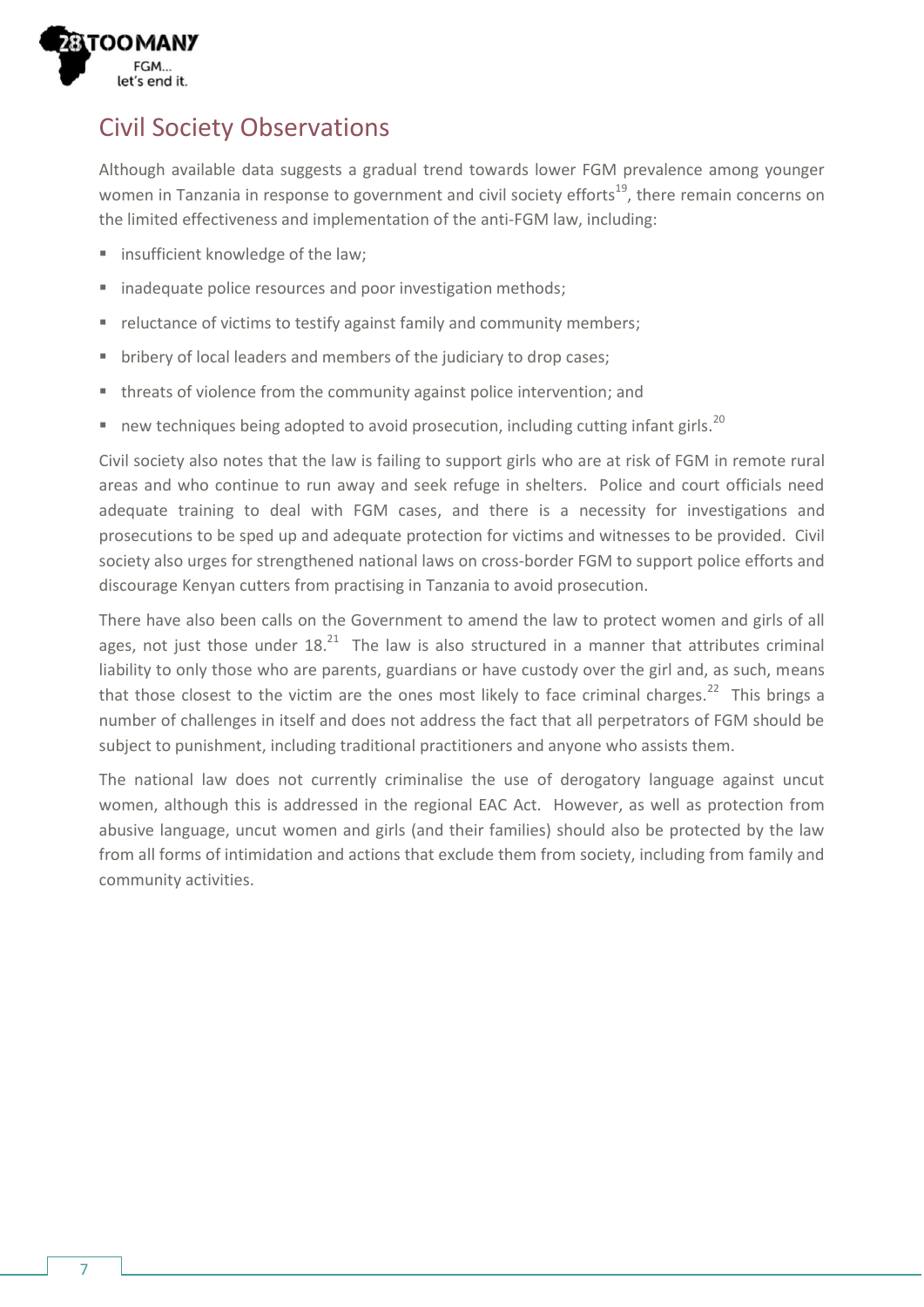## Civil Society Observations

Although available data suggests a gradual trend towards lower FGM prevalence among younger women in Tanzania in response to government and civil society efforts[19], there remain concerns on the limited effectiveness and implementation of the anti-FGM law, including:

- insufficient knowledge of the law;
- inadequate police resources and poor investigation methods;
- reluctance of victims to testify against family and community members;
- bribery of local leaders and members of the judiciary to drop cases;
- threats of violence from the community against police intervention; and
- new techniques being adopted to avoid prosecution, including cutting infant girls.[20]

Civil society also notes that the law is failing to support girls who are at risk of FGM in remote rural areas and who continue to run away and seek refuge in shelters. Police and court officials need adequate training to deal with FGM cases, and there is a necessity for investigations and prosecutions to be sped up and adequate protection for victims and witnesses to be provided. Civil society also urges for strengthened national laws on cross-border FGM to support police efforts and discourage Kenyan cutters from practising in Tanzania to avoid prosecution.

There have also been calls on the Government to amend the law to protect women and girls of all ages, not just those under 18.[21] The law is also structured in a manner that attributes criminal liability to only those who are parents, guardians or have custody over the girl and, as such, means that those closest to the victim are the ones most likely to face criminal charges.[22] This brings a number of challenges in itself and does not address the fact that all perpetrators of FGM should be subject to punishment, including traditional practitioners and anyone who assists them.

The national law does not currently criminalise the use of derogatory language against uncut women, although this is addressed in the regional EAC Act. However, as well as protection from abusive language, uncut women and girls (and their families) should also be protected by the law from all forms of intimidation and actions that exclude them from society, including from family and community activities.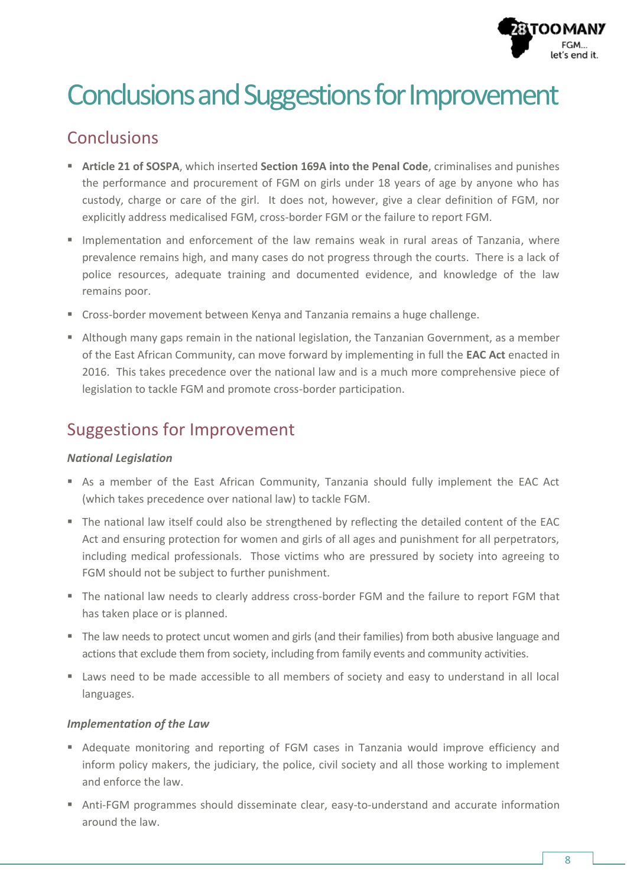# Conclusions and Suggestions for Improvement

## Conclusions

- **Article 21 of SOSPA**, which inserted **Section 169A into the Penal Code**, criminalises and punishes the performance and procurement of FGM on girls under 18 years of age by anyone who has custody, charge or care of the girl. It does not, however, give a clear definition of FGM, nor explicitly address medicalised FGM, cross-border FGM or the failure to report FGM.
- Implementation and enforcement of the law remains weak in rural areas of Tanzania, where prevalence remains high, and many cases do not progress through the courts. There is a lack of police resources, adequate training and documented evidence, and knowledge of the law remains poor.
- Cross-border movement between Kenya and Tanzania remains a huge challenge.
- Although many gaps remain in the national legislation, the Tanzanian Government, as a member of the East African Community, can move forward by implementing in full the **EAC Act** enacted in 2016. This takes precedence over the national law and is a much more comprehensive piece of legislation to tackle FGM and promote cross-border participation.

## Suggestions for Improvement

***National Legislation***

- As a member of the East African Community, Tanzania should fully implement the EAC Act (which takes precedence over national law) to tackle FGM.
- The national law itself could also be strengthened by reflecting the detailed content of the EAC Act and ensuring protection for women and girls of all ages and punishment for all perpetrators, including medical professionals. Those victims who are pressured by society into agreeing to FGM should not be subject to further punishment.
- The national law needs to clearly address cross-border FGM and the failure to report FGM that has taken place or is planned.
- The law needs to protect uncut women and girls (and their families) from both abusive language and actions that exclude them from society, including from family events and community activities.
- Laws need to be made accessible to all members of society and easy to understand in all local languages.

***Implementation of the Law***

- Adequate monitoring and reporting of FGM cases in Tanzania would improve efficiency and inform policy makers, the judiciary, the police, civil society and all those working to implement and enforce the law.
- Anti-FGM programmes should disseminate clear, easy-to-understand and accurate information around the law.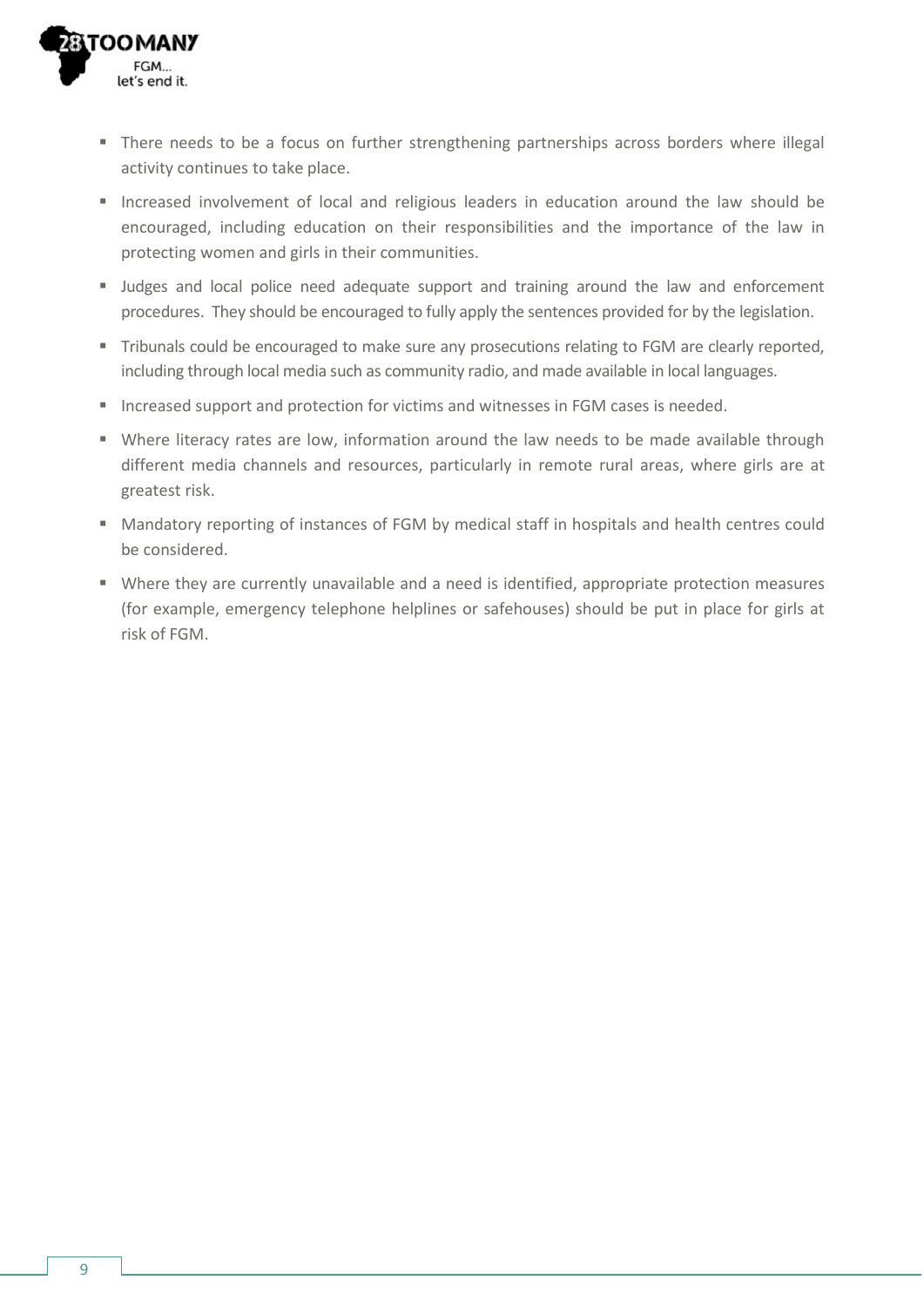- There needs to be a focus on further strengthening partnerships across borders where illegal activity continues to take place.
- Increased involvement of local and religious leaders in education around the law should be encouraged, including education on their responsibilities and the importance of the law in protecting women and girls in their communities.
- Judges and local police need adequate support and training around the law and enforcement procedures. They should be encouraged to fully apply the sentences provided for by the legislation.
- Tribunals could be encouraged to make sure any prosecutions relating to FGM are clearly reported, including through local media such as community radio, and made available in local languages.
- Increased support and protection for victims and witnesses in FGM cases is needed.
- Where literacy rates are low, information around the law needs to be made available through different media channels and resources, particularly in remote rural areas, where girls are at greatest risk.
- Mandatory reporting of instances of FGM by medical staff in hospitals and health centres could be considered.
- Where they are currently unavailable and a need is identified, appropriate protection measures (for example, emergency telephone helplines or safehouses) should be put in place for girls at risk of FGM.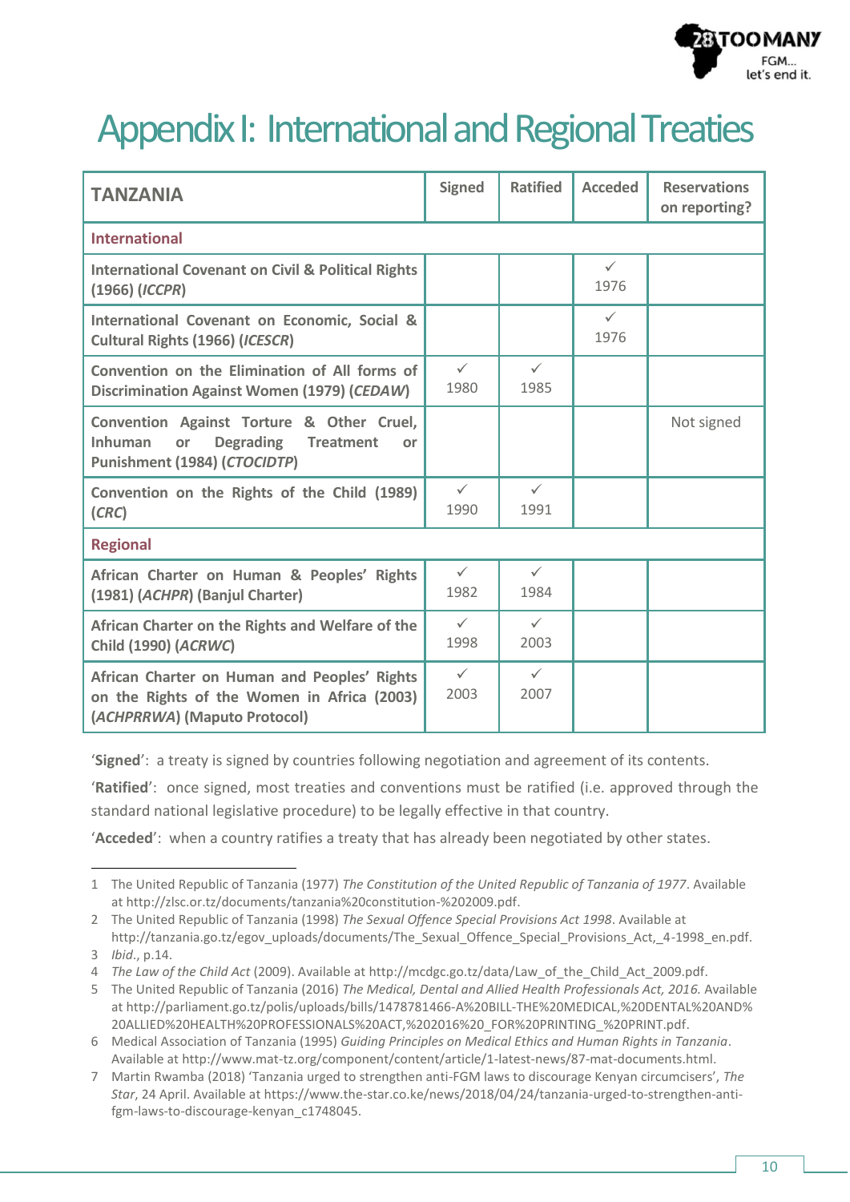# Appendix I: International and Regional Treaties

| TANZANIA | Signed | Ratified | Acceded | Reservations on reporting? |
|---|---|---|---|---|
| **International** | | | | |
| **International Covenant on Civil & Political Rights (1966) (*ICCPR*)** | | | ✓ 1976 | |
| **International Covenant on Economic, Social & Cultural Rights (1966) (*ICESCR*)** | | | ✓ 1976 | |
| **Convention on the Elimination of All forms of Discrimination Against Women (1979) (*CEDAW*)** | ✓ 1980 | ✓ 1985 | | |
| **Convention Against Torture & Other Cruel, Inhuman or Degrading Treatment or Punishment (1984) (*CTOCIDTP*)** | | | | Not signed |
| **Convention on the Rights of the Child (1989) (*CRC*)** | ✓ 1990 | ✓ 1991 | | |
| **Regional** | | | | |
| **African Charter on Human & Peoples' Rights (1981) (*ACHPR*) (Banjul Charter)** | ✓ 1982 | ✓ 1984 | | |
| **African Charter on the Rights and Welfare of the Child (1990) (*ACRWC*)** | ✓ 1998 | ✓ 2003 | | |
| **African Charter on Human and Peoples' Rights on the Rights of the Women in Africa (2003) (*ACHPRRWA*) (Maputo Protocol)** | ✓ 2003 | ✓ 2007 | | |

'**Signed**': a treaty is signed by countries following negotiation and agreement of its contents.

'**Ratified**': once signed, most treaties and conventions must be ratified (i.e. approved through the standard national legislative procedure) to be legally effective in that country.

'**Acceded**': when a country ratifies a treaty that has already been negotiated by other states.

---

1 The United Republic of Tanzania (1977) *The Constitution of the United Republic of Tanzania of 1977*. Available at http://zlsc.or.tz/documents/tanzania%20constitution-%202009.pdf.

2 The United Republic of Tanzania (1998) *The Sexual Offence Special Provisions Act 1998*. Available at http://tanzania.go.tz/egov_uploads/documents/The_Sexual_Offence_Special_Provisions_Act,_4-1998_en.pdf.

3 *Ibid*., p.14.

4 *The Law of the Child Act* (2009). Available at http://mcdgc.go.tz/data/Law_of_the_Child_Act_2009.pdf.

5 The United Republic of Tanzania (2016) *The Medical, Dental and Allied Health Professionals Act, 2016.* Available at http://parliament.go.tz/polis/uploads/bills/1478781466-A%20BILL-THE%20MEDICAL,%20DENTAL%20AND%20ALLIED%20HEALTH%20PROFESSIONALS%20ACT,%202016%20_FOR%20PRINTING_%20PRINT.pdf.

6 Medical Association of Tanzania (1995) *Guiding Principles on Medical Ethics and Human Rights in Tanzania*. Available at http://www.mat-tz.org/component/content/article/1-latest-news/87-mat-documents.html.

7 Martin Rwamba (2018) 'Tanzania urged to strengthen anti-FGM laws to discourage Kenyan circumcisers', *The Star*, 24 April. Available at https://www.the-star.co.ke/news/2018/04/24/tanzania-urged-to-strengthen-anti-fgm-laws-to-discourage-kenyan_c1748045.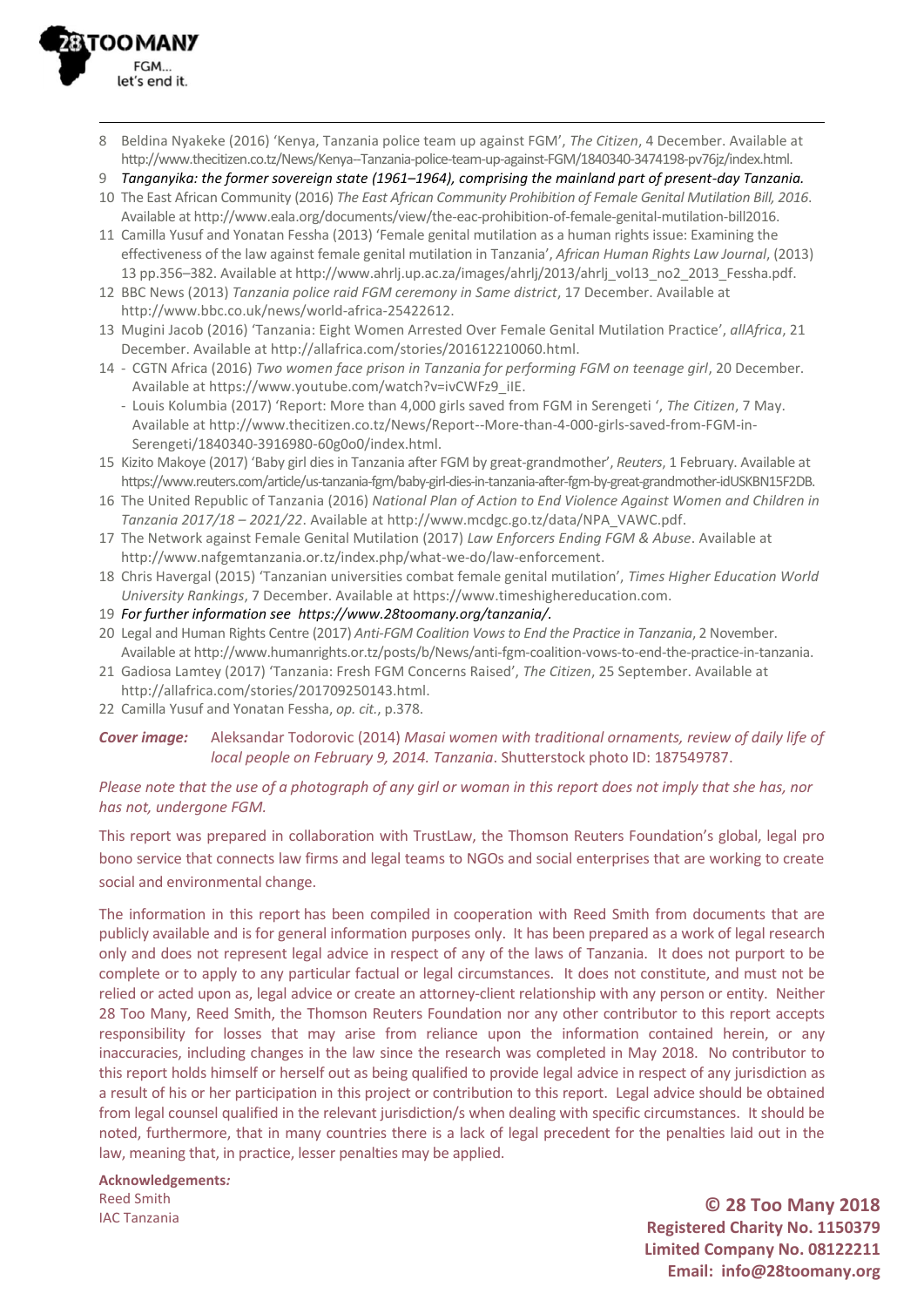8 Beldina Nyakeke (2016) 'Kenya, Tanzania police team up against FGM', *The Citizen*, 4 December. Available at http://www.thecitizen.co.tz/News/Kenya--Tanzania-police-team-up-against-FGM/1840340-3474198-pv76jz/index.html.

9 *Tanganyika: the former sovereign state (1961–1964), comprising the mainland part of present-day Tanzania.*

10 The East African Community (2016) *The East African Community Prohibition of Female Genital Mutilation Bill, 2016*. Available at http://www.eala.org/documents/view/the-eac-prohibition-of-female-genital-mutilation-bill2016.

11 Camilla Yusuf and Yonatan Fessha (2013) 'Female genital mutilation as a human rights issue: Examining the effectiveness of the law against female genital mutilation in Tanzania', *African Human Rights Law Journal*, (2013) 13 pp.356–382. Available at http://www.ahrlj.up.ac.za/images/ahrlj/2013/ahrlj_vol13_no2_2013_Fessha.pdf.

12 BBC News (2013) *Tanzania police raid FGM ceremony in Same district*, 17 December. Available at http://www.bbc.co.uk/news/world-africa-25422612.

13 Mugini Jacob (2016) 'Tanzania: Eight Women Arrested Over Female Genital Mutilation Practice', *allAfrica*, 21 December. Available at http://allafrica.com/stories/201612210060.html.

14 - CGTN Africa (2016) *Two women face prison in Tanzania for performing FGM on teenage girl*, 20 December. Available at https://www.youtube.com/watch?v=ivCWFz9_iIE.
- Louis Kolumbia (2017) 'Report: More than 4,000 girls saved from FGM in Serengeti ', *The Citizen*, 7 May. Available at http://www.thecitizen.co.tz/News/Report--More-than-4-000-girls-saved-from-FGM-in-Serengeti/1840340-3916980-60g0o0/index.html.

15 Kizito Makoye (2017) 'Baby girl dies in Tanzania after FGM by great-grandmother', *Reuters*, 1 February. Available at https://www.reuters.com/article/us-tanzania-fgm/baby-girl-dies-in-tanzania-after-fgm-by-great-grandmother-idUSKBN15F2DB.

16 The United Republic of Tanzania (2016) *National Plan of Action to End Violence Against Women and Children in Tanzania 2017/18 – 2021/22*. Available at http://www.mcdgc.go.tz/data/NPA_VAWC.pdf.

17 The Network against Female Genital Mutilation (2017) *Law Enforcers Ending FGM & Abuse*. Available at http://www.nafgemtanzania.or.tz/index.php/what-we-do/law-enforcement.

18 Chris Havergal (2015) 'Tanzanian universities combat female genital mutilation', *Times Higher Education World University Rankings*, 7 December. Available at https://www.timeshighereducation.com.

19 *For further information see https://www.28toomany.org/tanzania/.*

20 Legal and Human Rights Centre (2017) *Anti-FGM Coalition Vows to End the Practice in Tanzania*, 2 November. Available at http://www.humanrights.or.tz/posts/b/News/anti-fgm-coalition-vows-to-end-the-practice-in-tanzania.

21 Gadiosa Lamtey (2017) 'Tanzania: Fresh FGM Concerns Raised', *The Citizen*, 25 September. Available at http://allafrica.com/stories/201709250143.html.

22 Camilla Yusuf and Yonatan Fessha, *op. cit.*, p.378.

***Cover image:*** Aleksandar Todorovic (2014) *Masai women with traditional ornaments, review of daily life of local people on February 9, 2014. Tanzania*. Shutterstock photo ID: 187549787.

*Please note that the use of a photograph of any girl or woman in this report does not imply that she has, nor has not, undergone FGM.*

This report was prepared in collaboration with TrustLaw, the Thomson Reuters Foundation's global, legal pro bono service that connects law firms and legal teams to NGOs and social enterprises that are working to create social and environmental change.

The information in this report has been compiled in cooperation with Reed Smith from documents that are publicly available and is for general information purposes only. It has been prepared as a work of legal research only and does not represent legal advice in respect of any of the laws of Tanzania. It does not purport to be complete or to apply to any particular factual or legal circumstances. It does not constitute, and must not be relied or acted upon as, legal advice or create an attorney-client relationship with any person or entity. Neither 28 Too Many, Reed Smith, the Thomson Reuters Foundation nor any other contributor to this report accepts responsibility for losses that may arise from reliance upon the information contained herein, or any inaccuracies, including changes in the law since the research was completed in May 2018. No contributor to this report holds himself or herself out as being qualified to provide legal advice in respect of any jurisdiction as a result of his or her participation in this project or contribution to this report. Legal advice should be obtained from legal counsel qualified in the relevant jurisdiction/s when dealing with specific circumstances. It should be noted, furthermore, that in many countries there is a lack of legal precedent for the penalties laid out in the law, meaning that, in practice, lesser penalties may be applied.

**Acknowledgements*:***
Reed Smith
IAC Tanzania

**© 28 Too Many 2018**
**Registered Charity No. 1150379**
**Limited Company No. 08122211**
**Email: info@28toomany.org**